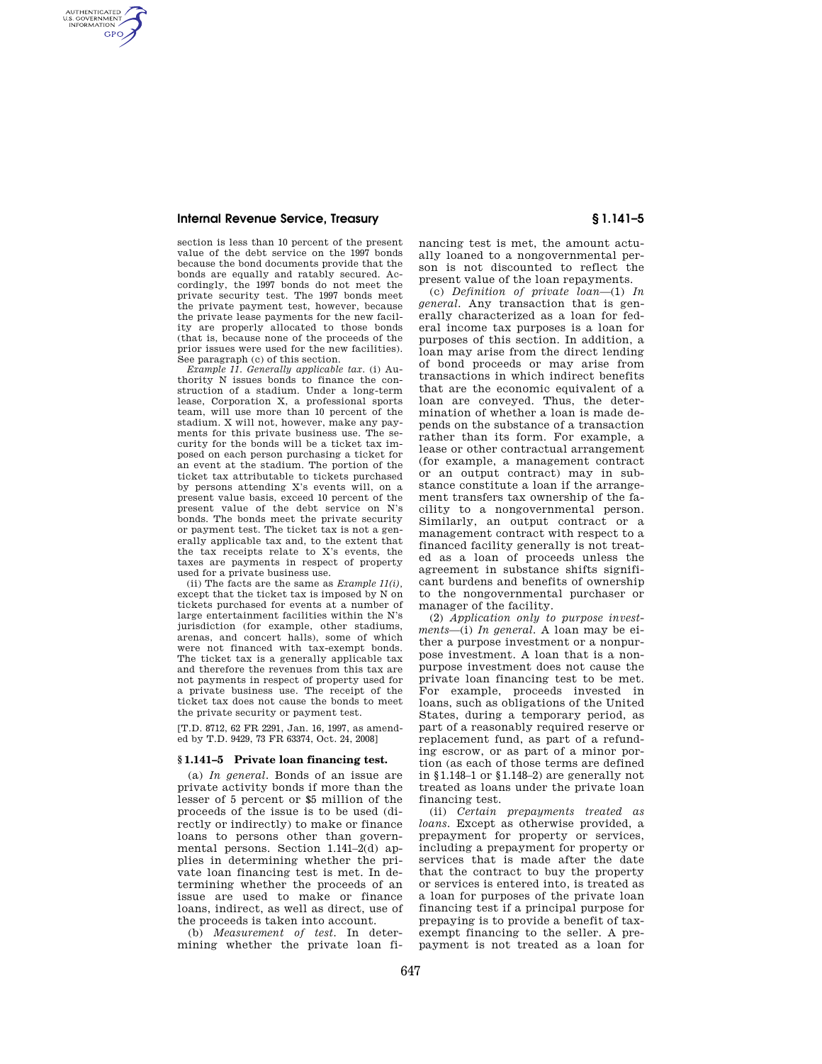section is less than 10 percent of the present value of the debt service on the 1997 bonds because the bond documents provide that the bonds are equally and ratably secured. Accordingly, the 1997 bonds do not meet the private security test. The 1997 bonds meet the private payment test, however, because the private lease payments for the new facility are properly allocated to those bonds (that is, because none of the proceeds of the prior issues were used for the new facilities). See paragraph (c) of this section.

*Example 11. Generally applicable tax.* (i) Authority N issues bonds to finance the construction of a stadium. Under a long-term lease, Corporation X, a professional sports team, will use more than 10 percent of the stadium. X will not, however, make any payments for this private business use. The security for the bonds will be a ticket tax imposed on each person purchasing a ticket for an event at the stadium. The portion of the ticket tax attributable to tickets purchased by persons attending X's events will, on a present value basis, exceed 10 percent of the present value of the debt service on N's bonds. The bonds meet the private security or payment test. The ticket tax is not a generally applicable tax and, to the extent that the tax receipts relate to X's events, the taxes are payments in respect of property used for a private business use.

(ii) The facts are the same as *Example 11(i)*, except that the ticket tax is imposed by N on tickets purchased for events at a number of large entertainment facilities within the N's jurisdiction (for example, other stadiums, arenas, and concert halls), some of which were not financed with tax-exempt bonds. The ticket tax is a generally applicable tax and therefore the revenues from this tax are not payments in respect of property used for a private business use. The receipt of the ticket tax does not cause the bonds to meet the private security or payment test.

[T.D. 8712, 62 FR 2291, Jan. 16, 1997, as amended by T.D. 9429, 73 FR 63374, Oct. 24, 2008]

## § 1.141–5 Private loan financing test.

(a) *In general.* Bonds of an issue are private activity bonds if more than the lesser of 5 percent or $5 million of the proceeds of the issue is to be used (directly or indirectly) to make or finance loans to persons other than governmental persons. Section 1.141–2(d) applies in determining whether the private loan financing test is met. In determining whether the proceeds of an issue are used to make or finance loans, indirect, as well as direct, use of the proceeds is taken into account.

(b) *Measurement of test.* In determining whether the private loan financing test is met, the amount actually loaned to a nongovernmental person is not discounted to reflect the present value of the loan repayments.

(c) *Definition of private loan*—(1) *In general.* Any transaction that is generally characterized as a loan for federal income tax purposes is a loan for purposes of this section. In addition, a loan may arise from the direct lending of bond proceeds or may arise from transactions in which indirect benefits that are the economic equivalent of a loan are conveyed. Thus, the determination of whether a loan is made depends on the substance of a transaction rather than its form. For example, a lease or other contractual arrangement (for example, a management contract or an output contract) may in substance constitute a loan if the arrangement transfers tax ownership of the facility to a nongovernmental person. Similarly, an output contract or a management contract with respect to a financed facility generally is not treated as a loan of proceeds unless the agreement in substance shifts significant burdens and benefits of ownership to the nongovernmental purchaser or manager of the facility.

(2) *Application only to purpose investments*—(i) *In general.* A loan may be either a purpose investment or a nonpurpose investment. A loan that is a nonpurpose investment does not cause the private loan financing test to be met. For example, proceeds invested in loans, such as obligations of the United States, during a temporary period, as part of a reasonably required reserve or replacement fund, as part of a refunding escrow, or as part of a minor portion (as each of those terms are defined in §1.148–1 or §1.148–2) are generally not treated as loans under the private loan financing test.

(ii) *Certain prepayments treated as loans.* Except as otherwise provided, a prepayment for property or services, including a prepayment for property or services that is made after the date that the contract to buy the property or services is entered into, is treated as a loan for purposes of the private loan financing test if a principal purpose for prepaying is to provide a benefit of tax-exempt financing to the seller. A prepayment is not treated as a loan for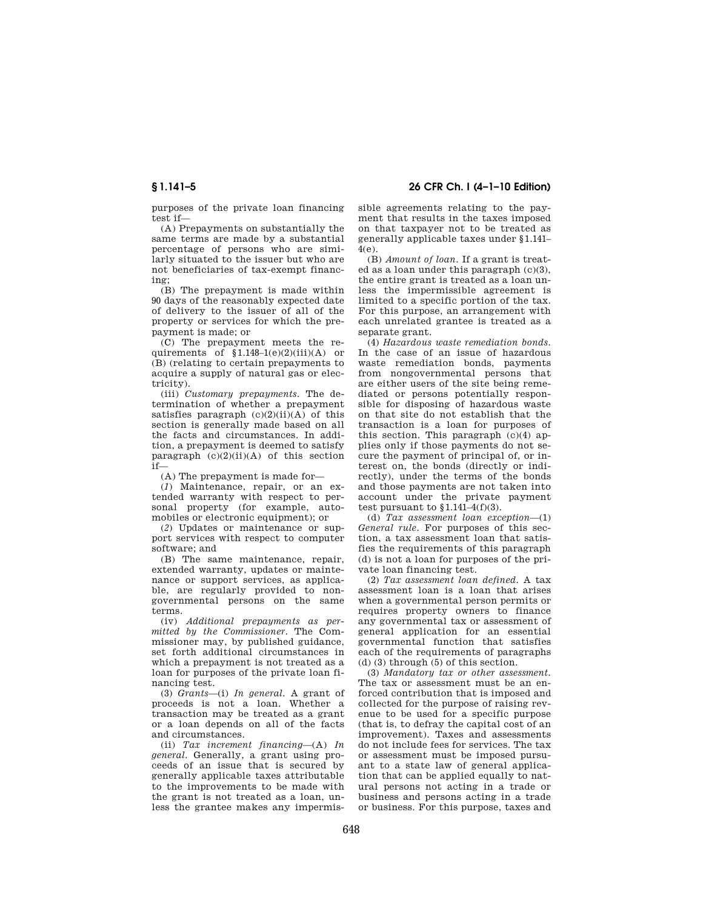purposes of the private loan financing test if—

(A) Prepayments on substantially the same terms are made by a substantial percentage of persons who are similarly situated to the issuer but who are not beneficiaries of tax-exempt financing;

(B) The prepayment is made within 90 days of the reasonably expected date of delivery to the issuer of all of the property or services for which the prepayment is made; or

(C) The prepayment meets the requirements of §1.148–1(e)(2)(iii)(A) or (B) (relating to certain prepayments to acquire a supply of natural gas or electricity).

(iii) *Customary prepayments.* The determination of whether a prepayment satisfies paragraph (c)(2)(ii)(A) of this section is generally made based on all the facts and circumstances. In addition, a prepayment is deemed to satisfy paragraph (c)(2)(ii)(A) of this section if—

(A) The prepayment is made for—

(*1*) Maintenance, repair, or an extended warranty with respect to personal property (for example, automobiles or electronic equipment); or

(*2*) Updates or maintenance or support services with respect to computer software; and

(B) The same maintenance, repair, extended warranty, updates or maintenance or support services, as applicable, are regularly provided to nongovernmental persons on the same terms.

(iv) *Additional prepayments as permitted by the Commissioner.* The Commissioner may, by published guidance, set forth additional circumstances in which a prepayment is not treated as a loan for purposes of the private loan financing test.

(3) *Grants*—(i) *In general.* A grant of proceeds is not a loan. Whether a transaction may be treated as a grant or a loan depends on all of the facts and circumstances.

(ii) *Tax increment financing*—(A) *In general.* Generally, a grant using proceeds of an issue that is secured by generally applicable taxes attributable to the improvements to be made with the grant is not treated as a loan, unless the grantee makes any impermissible agreements relating to the payment that results in the taxes imposed on that taxpayer not to be treated as generally applicable taxes under §1.141–4(e).

(B) *Amount of loan.* If a grant is treated as a loan under this paragraph (c)(3), the entire grant is treated as a loan unless the impermissible agreement is limited to a specific portion of the tax. For this purpose, an arrangement with each unrelated grantee is treated as a separate grant.

(4) *Hazardous waste remediation bonds.* In the case of an issue of hazardous waste remediation bonds, payments from nongovernmental persons that are either users of the site being remediated or persons potentially responsible for disposing of hazardous waste on that site do not establish that the transaction is a loan for purposes of this section. This paragraph (c)(4) applies only if those payments do not secure the payment of principal of, or interest on, the bonds (directly or indirectly), under the terms of the bonds and those payments are not taken into account under the private payment test pursuant to §1.141–4(f)(3).

(d) *Tax assessment loan exception*—(1) *General rule.* For purposes of this section, a tax assessment loan that satisfies the requirements of this paragraph (d) is not a loan for purposes of the private loan financing test.

(2) *Tax assessment loan defined.* A tax assessment loan is a loan that arises when a governmental person permits or requires property owners to finance any governmental tax or assessment of general application for an essential governmental function that satisfies each of the requirements of paragraphs (d) (3) through (5) of this section.

(3) *Mandatory tax or other assessment.* The tax or assessment must be an enforced contribution that is imposed and collected for the purpose of raising revenue to be used for a specific purpose (that is, to defray the capital cost of an improvement). Taxes and assessments do not include fees for services. The tax or assessment must be imposed pursuant to a state law of general application that can be applied equally to natural persons not acting in a trade or business and persons acting in a trade or business. For this purpose, taxes and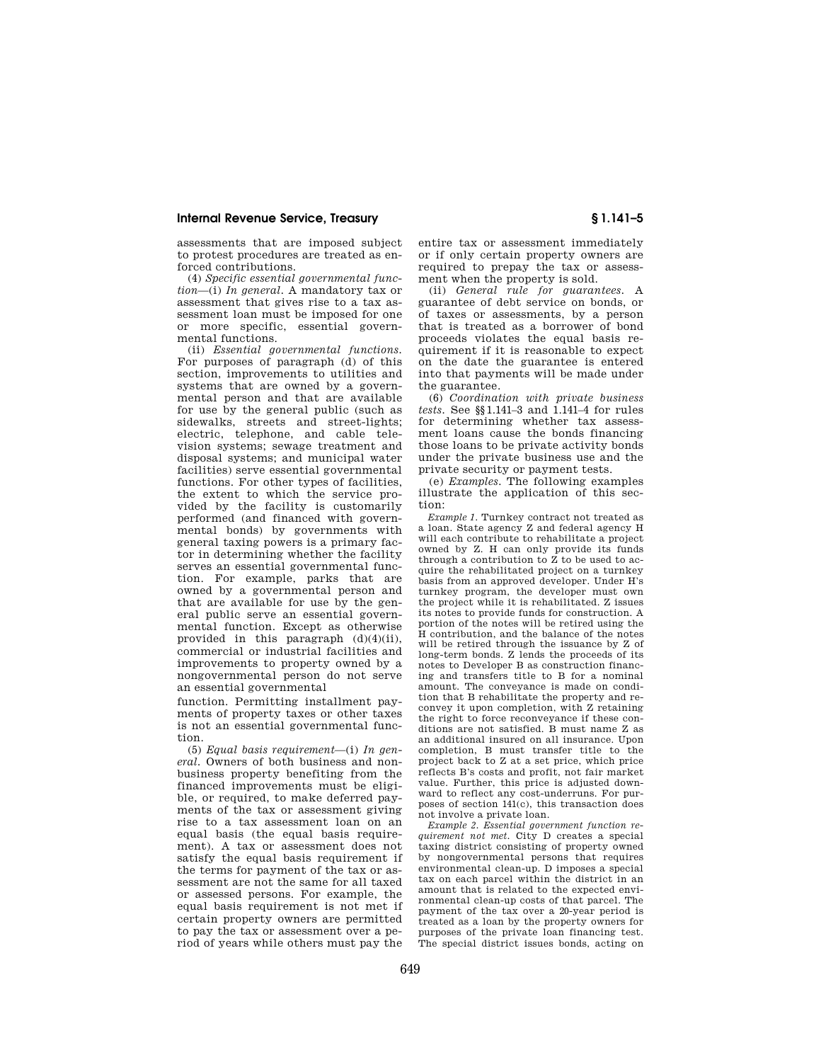assessments that are imposed subject to protest procedures are treated as enforced contributions.

(4) *Specific essential governmental function*—(i) *In general*. A mandatory tax or assessment that gives rise to a tax assessment loan must be imposed for one or more specific, essential governmental functions.

(ii) *Essential governmental functions*. For purposes of paragraph (d) of this section, improvements to utilities and systems that are owned by a governmental person and that are available for use by the general public (such as sidewalks, streets and street-lights; electric, telephone, and cable television systems; sewage treatment and disposal systems; and municipal water facilities) serve essential governmental functions. For other types of facilities, the extent to which the service provided by the facility is customarily performed (and financed with governmental bonds) by governments with general taxing powers is a primary factor in determining whether the facility serves an essential governmental function. For example, parks that are owned by a governmental person and that are available for use by the general public serve an essential governmental function. Except as otherwise provided in this paragraph (d)(4)(ii), commercial or industrial facilities and improvements to property owned by a nongovernmental person do not serve an essential governmental function. Permitting installment payments of property taxes or other taxes is not an essential governmental function.

(5) *Equal basis requirement*—(i) *In general*. Owners of both business and nonbusiness property benefiting from the financed improvements must be eligible, or required, to make deferred payments of the tax or assessment giving rise to a tax assessment loan on an equal basis (the equal basis requirement). A tax or assessment does not satisfy the equal basis requirement if the terms for payment of the tax or assessment are not the same for all taxed or assessed persons. For example, the equal basis requirement is not met if certain property owners are permitted to pay the tax or assessment over a period of years while others must pay the entire tax or assessment immediately or if only certain property owners are required to prepay the tax or assessment when the property is sold.

(ii) *General rule for guarantees*. A guarantee of debt service on bonds, or of taxes or assessments, by a person that is treated as a borrower of bond proceeds violates the equal basis requirement if it is reasonable to expect on the date the guarantee is entered into that payments will be made under the guarantee.

(6) *Coordination with private business tests*. See §§1.141–3 and 1.141–4 for rules for determining whether tax assessment loans cause the bonds financing those loans to be private activity bonds under the private business use and the private security or payment tests.

(e) *Examples*. The following examples illustrate the application of this section:

*Example 1*. Turnkey contract not treated as a loan. State agency Z and federal agency H will each contribute to rehabilitate a project owned by Z. H can only provide its funds through a contribution to Z to be used to acquire the rehabilitated project on a turnkey basis from an approved developer. Under H's turnkey program, the developer must own the project while it is rehabilitated. Z issues its notes to provide funds for construction. A portion of the notes will be retired using the H contribution, and the balance of the notes will be retired through the issuance by Z of long-term bonds. Z lends the proceeds of its notes to Developer B as construction financing and transfers title to B for a nominal amount. The conveyance is made on condition that B rehabilitate the property and reconvey it upon completion, with Z retaining the right to force reconveyance if these conditions are not satisfied. B must name Z as an additional insured on all insurance. Upon completion, B must transfer title to the project back to Z at a set price, which price reflects B's costs and profit, not fair market value. Further, this price is adjusted downward to reflect any cost-underruns. For purposes of section 141(c), this transaction does not involve a private loan.

*Example 2. Essential government function requirement not met*. City D creates a special taxing district consisting of property owned by nongovernmental persons that requires environmental clean-up. D imposes a special tax on each parcel within the district in an amount that is related to the expected environmental clean-up costs of that parcel. The payment of the tax over a 20-year period is treated as a loan by the property owners for purposes of the private loan financing test. The special district issues bonds, acting on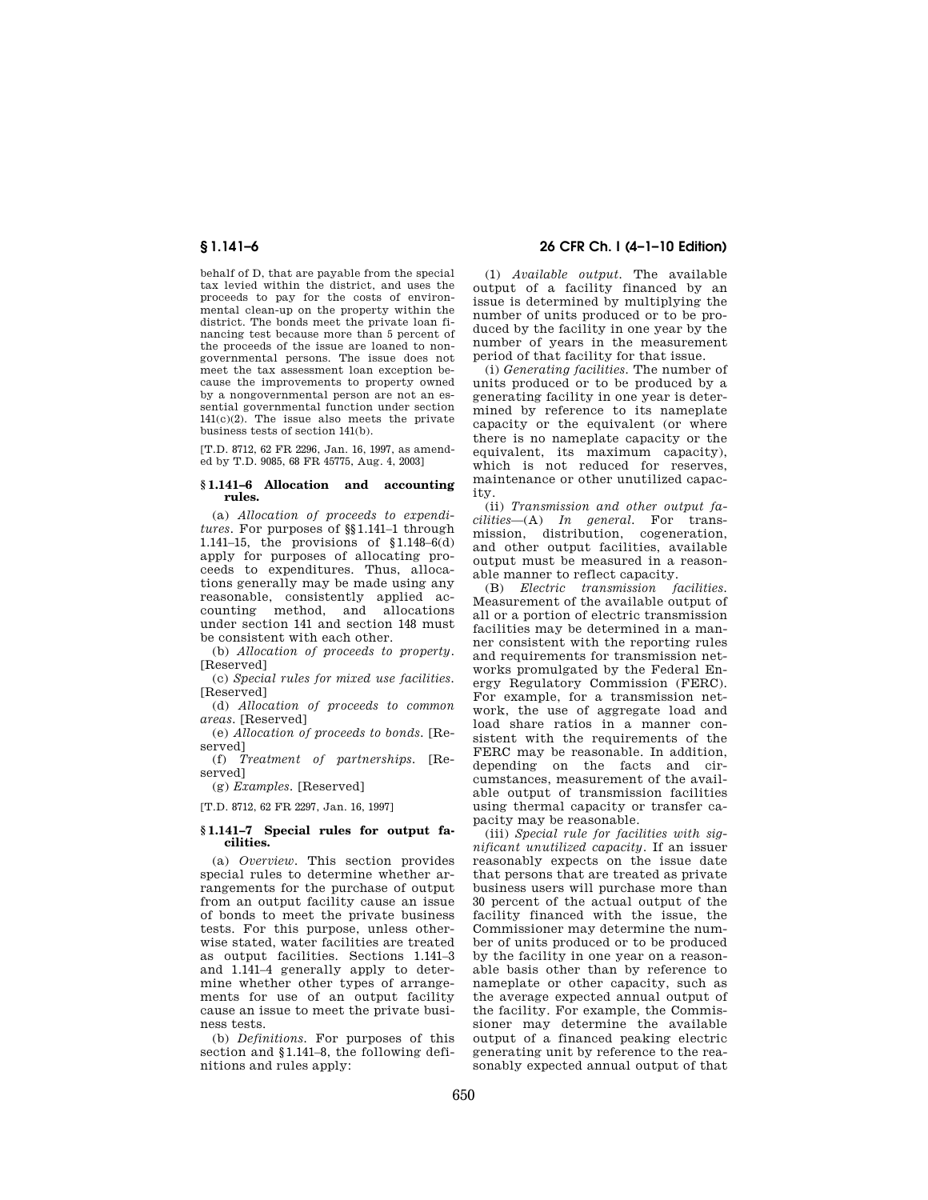behalf of D, that are payable from the special tax levied within the district, and uses the proceeds to pay for the costs of environmental clean-up on the property within the district. The bonds meet the private loan financing test because more than 5 percent of the proceeds of the issue are loaned to nongovernmental persons. The issue does not meet the tax assessment loan exception because the improvements to property owned by a nongovernmental person are not an essential governmental function under section 141(c)(2). The issue also meets the private business tests of section 141(b).

[T.D. 8712, 62 FR 2296, Jan. 16, 1997, as amended by T.D. 9085, 68 FR 45775, Aug. 4, 2003]

### § 1.141–6 Allocation and accounting rules.

(a) *Allocation of proceeds to expenditures.* For purposes of §§ 1.141–1 through 1.141–15, the provisions of § 1.148–6(d) apply for purposes of allocating proceeds to expenditures. Thus, allocations generally may be made using any reasonable, consistently applied accounting method, and allocations under section 141 and section 148 must be consistent with each other.

(b) *Allocation of proceeds to property.* [Reserved]

(c) *Special rules for mixed use facilities.* [Reserved]

(d) *Allocation of proceeds to common areas.* [Reserved]

(e) *Allocation of proceeds to bonds.* [Reserved]

(f) *Treatment of partnerships.* [Reserved]

(g) *Examples.* [Reserved]

[T.D. 8712, 62 FR 2297, Jan. 16, 1997]

### § 1.141–7 Special rules for output facilities.

(a) *Overview.* This section provides special rules to determine whether arrangements for the purchase of output from an output facility cause an issue of bonds to meet the private business tests. For this purpose, unless otherwise stated, water facilities are treated as output facilities. Sections 1.141–3 and 1.141–4 generally apply to determine whether other types of arrangements for use of an output facility cause an issue to meet the private business tests.

(b) *Definitions.* For purposes of this section and § 1.141–8, the following definitions and rules apply:

(1) *Available output.* The available output of a facility financed by an issue is determined by multiplying the number of units produced or to be produced by the facility in one year by the number of years in the measurement period of that facility for that issue.

(i) *Generating facilities.* The number of units produced or to be produced by a generating facility in one year is determined by reference to its nameplate capacity or the equivalent (or where there is no nameplate capacity or the equivalent, its maximum capacity), which is not reduced for reserves, maintenance or other unutilized capacity.

(ii) *Transmission and other output facilities*—(A) *In general.* For transmission, distribution, cogeneration, and other output facilities, available output must be measured in a reasonable manner to reflect capacity.

(B) *Electric transmission facilities.* Measurement of the available output of all or a portion of electric transmission facilities may be determined in a manner consistent with the reporting rules and requirements for transmission networks promulgated by the Federal Energy Regulatory Commission (FERC). For example, for a transmission network, the use of aggregate load and load share ratios in a manner consistent with the requirements of the FERC may be reasonable. In addition, depending on the facts and circumstances, measurement of the available output of transmission facilities using thermal capacity or transfer capacity may be reasonable.

(iii) *Special rule for facilities with significant unutilized capacity.* If an issuer reasonably expects on the issue date that persons that are treated as private business users will purchase more than 30 percent of the actual output of the facility financed with the issue, the Commissioner may determine the number of units produced or to be produced by the facility in one year on a reasonable basis other than by reference to nameplate or other capacity, such as the average expected annual output of the facility. For example, the Commissioner may determine the available output of a financed peaking electric generating unit by reference to the reasonably expected annual output of that